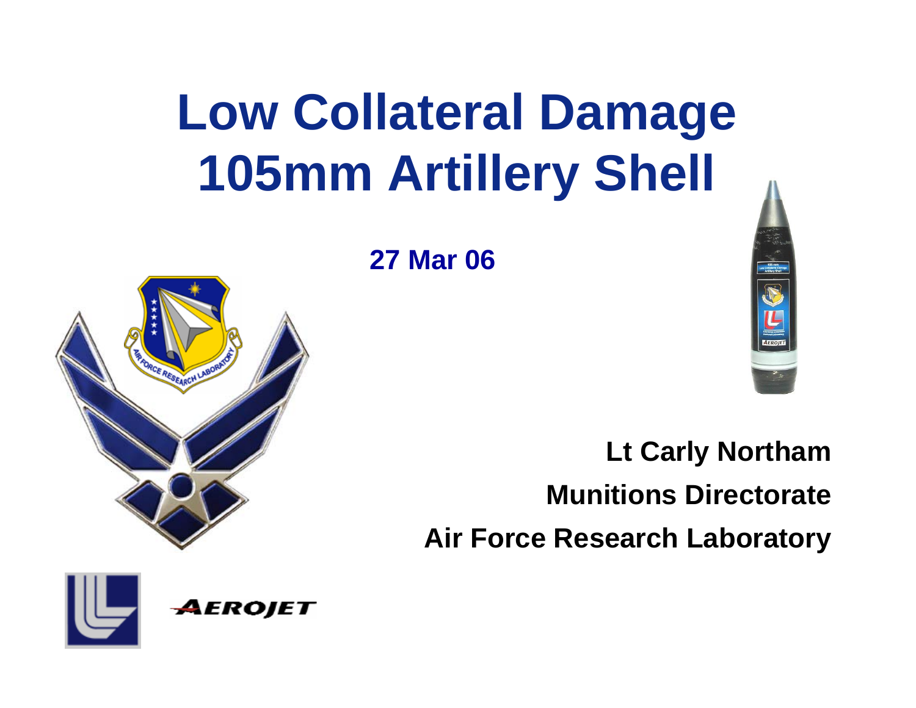# Low Collateral Damage 105mm Artillery Shell

**27 Mar 06**

**Lt Carly Northam**

**Munitions Directorate**

**Air Force Research Laboratory**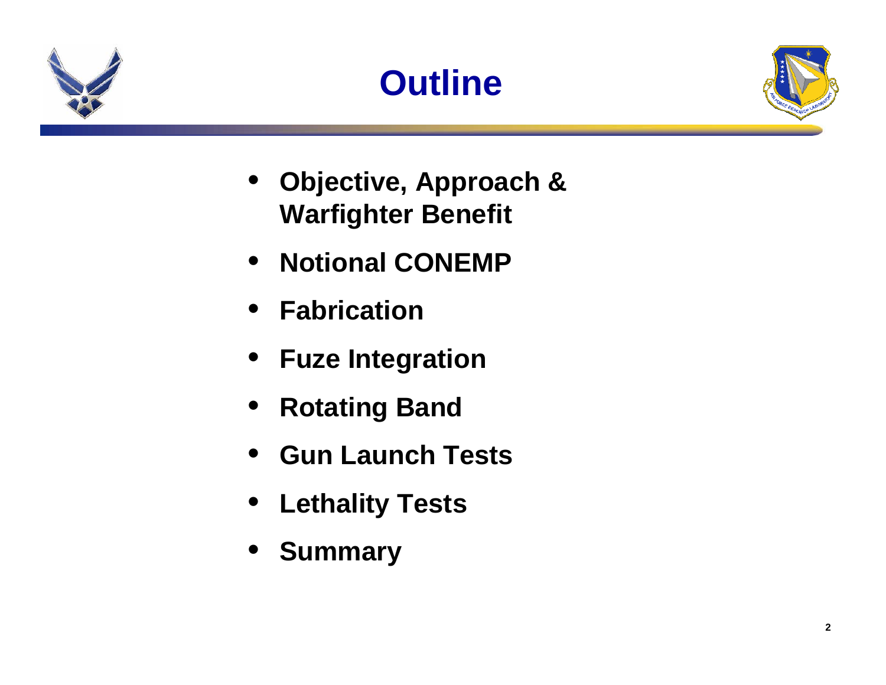# Outline

- **Objective, Approach & Warfighter Benefit**
- **Notional CONEMP**
- **Fabrication**
- **Fuze Integration**
- **Rotating Band**
- **Gun Launch Tests**
- **Lethality Tests**
- **Summary**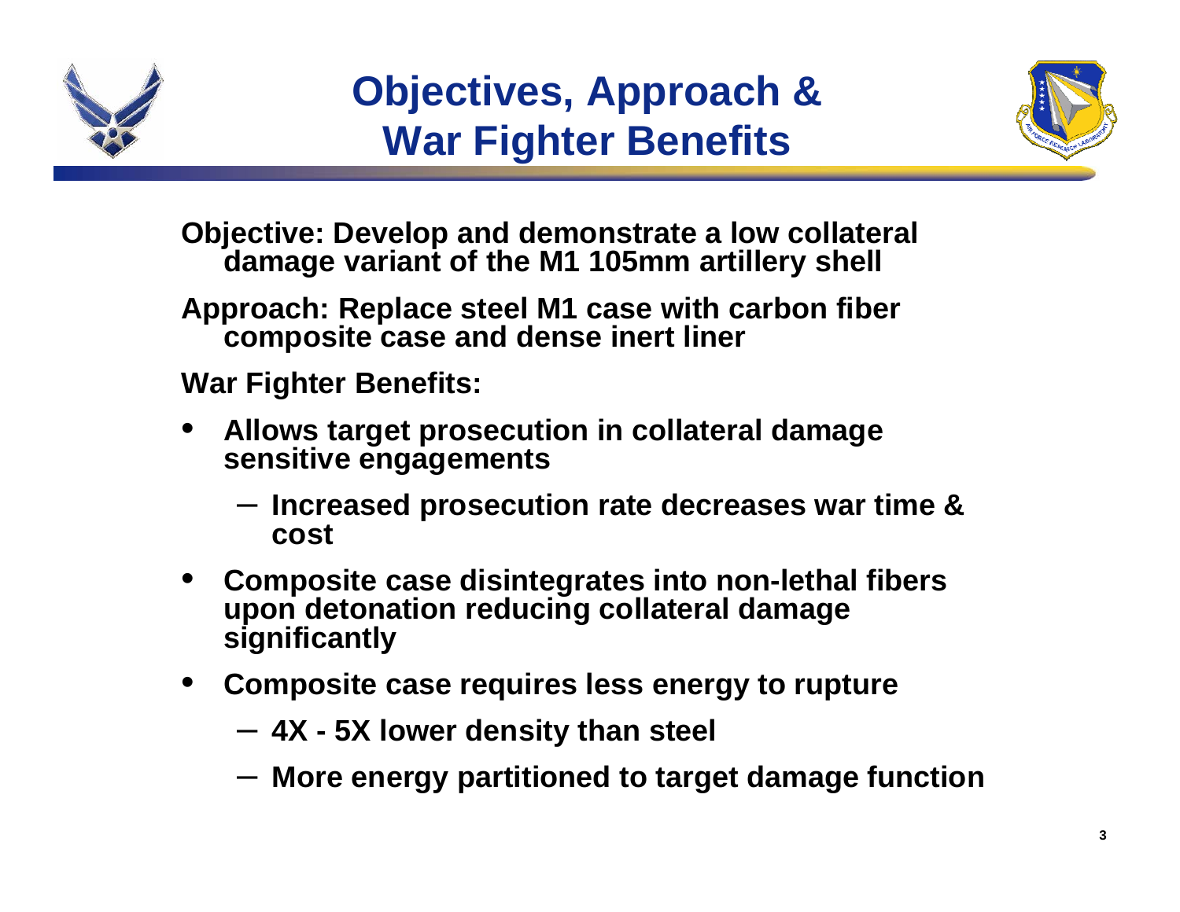# Objectives, Approach & War Fighter Benefits

**Objective: Develop and demonstrate a low collateral damage variant of the M1 105mm artillery shell**

**Approach: Replace steel M1 case with carbon fiber composite case and dense inert liner**

**War Fighter Benefits:**

- **Allows target prosecution in collateral damage sensitive engagements**
  - **Increased prosecution rate decreases war time & cost**
- **Composite case disintegrates into non-lethal fibers upon detonation reducing collateral damage significantly**
- **Composite case requires less energy to rupture**
  - **4X - 5X lower density than steel**
  - **More energy partitioned to target damage function**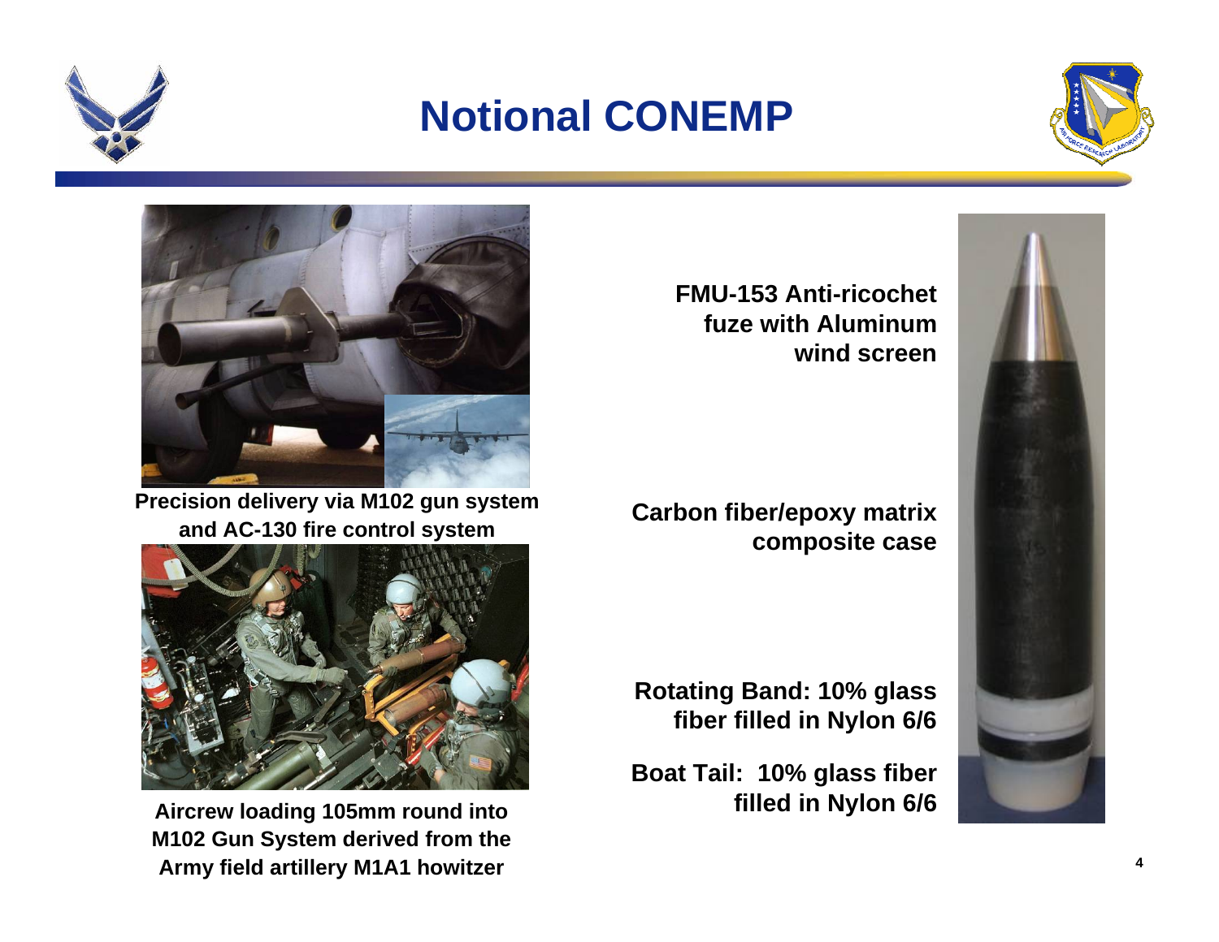# Notional CONEMP

Precision delivery via M102 gun system and AC-130 fire control system

Aircrew loading 105mm round into M102 Gun System derived from the Army field artillery M1A1 howitzer

FMU-153 Anti-ricochet fuze with Aluminum wind screen

Carbon fiber/epoxy matrix composite case

Rotating Band: 10% glass fiber filled in Nylon 6/6

Boat Tail: 10% glass fiber filled in Nylon 6/6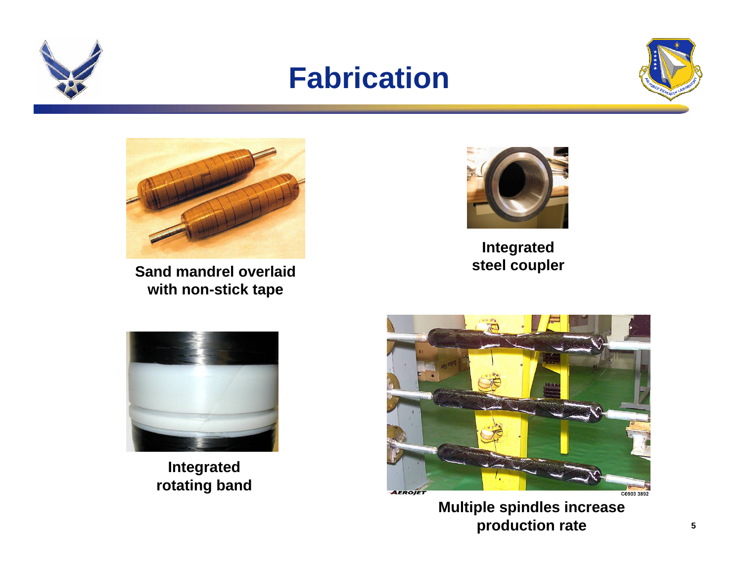# Fabrication

Sand mandrel overlaid with non-stick tape

Integrated steel coupler

Integrated rotating band

Multiple spindles increase production rate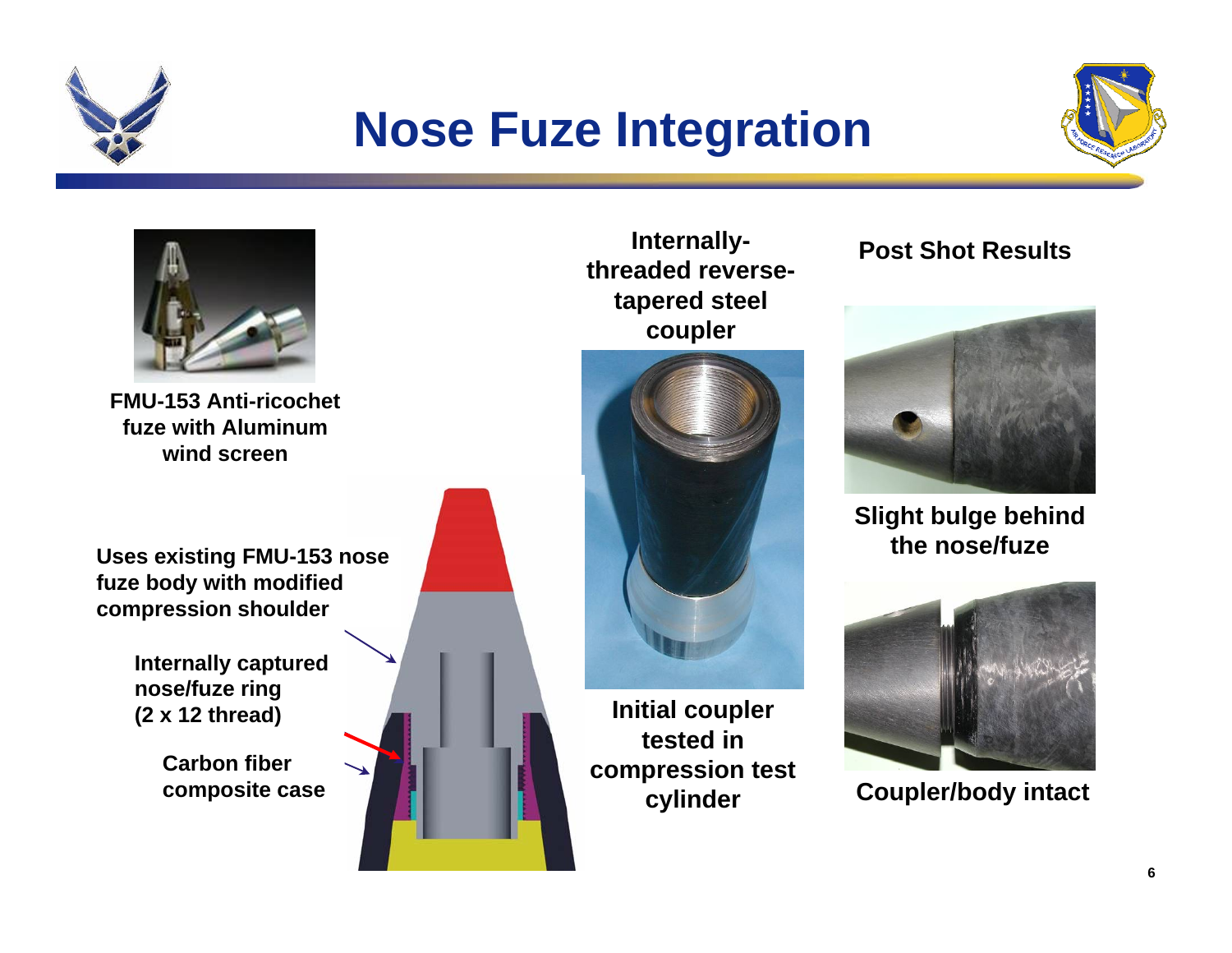# Nose Fuze Integration

**FMU-153 Anti-ricochet fuze with Aluminum wind screen**

**Uses existing FMU-153 nose fuze body with modified compression shoulder**

**Internally captured nose/fuze ring (2 x 12 thread)**

**Carbon fiber composite case**

**Internally-threaded reverse-tapered steel coupler**

**Initial coupler tested in compression test cylinder**

**Post Shot Results**

**Slight bulge behind the nose/fuze**

**Coupler/body intact**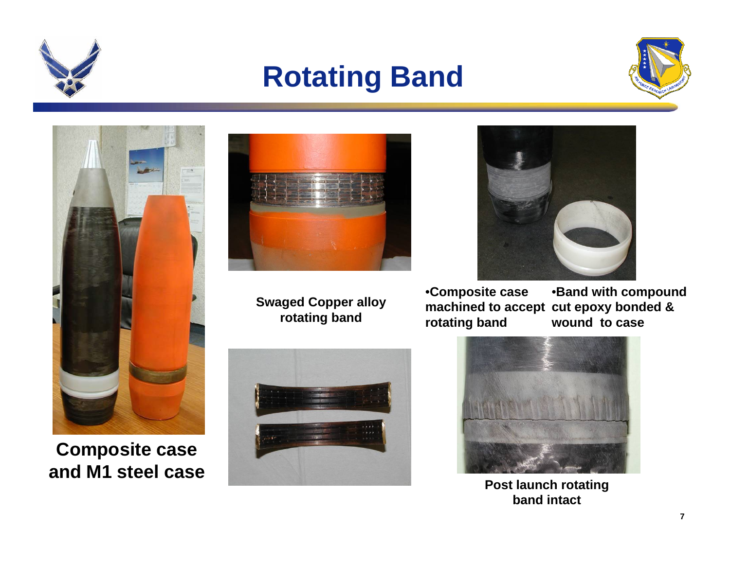# Rotating Band

**Composite case and M1 steel case**

**Swaged Copper alloy rotating band**

- **Composite case machined to accept rotating band**
- **Band with compound cut epoxy bonded & wound to case**

**Post launch rotating band intact**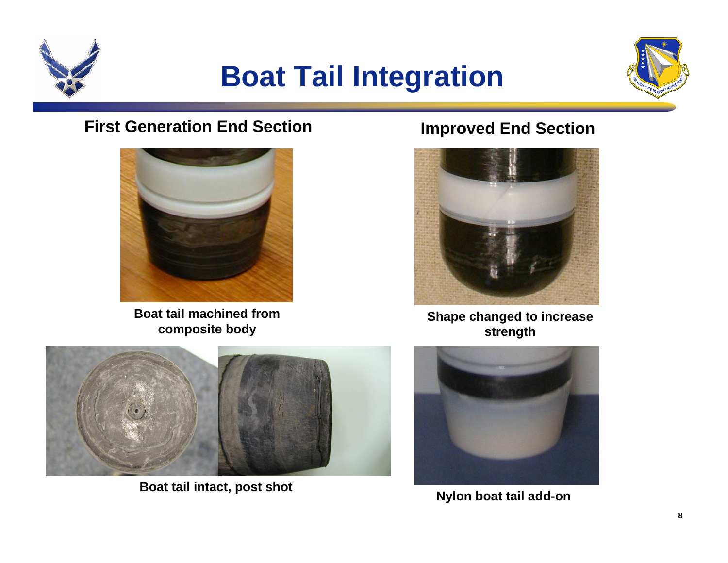# Boat Tail Integration

## First Generation End Section

**Boat tail machined from composite body**

**Boat tail intact, post shot**

## Improved End Section

**Shape changed to increase strength**

**Nylon boat tail add-on**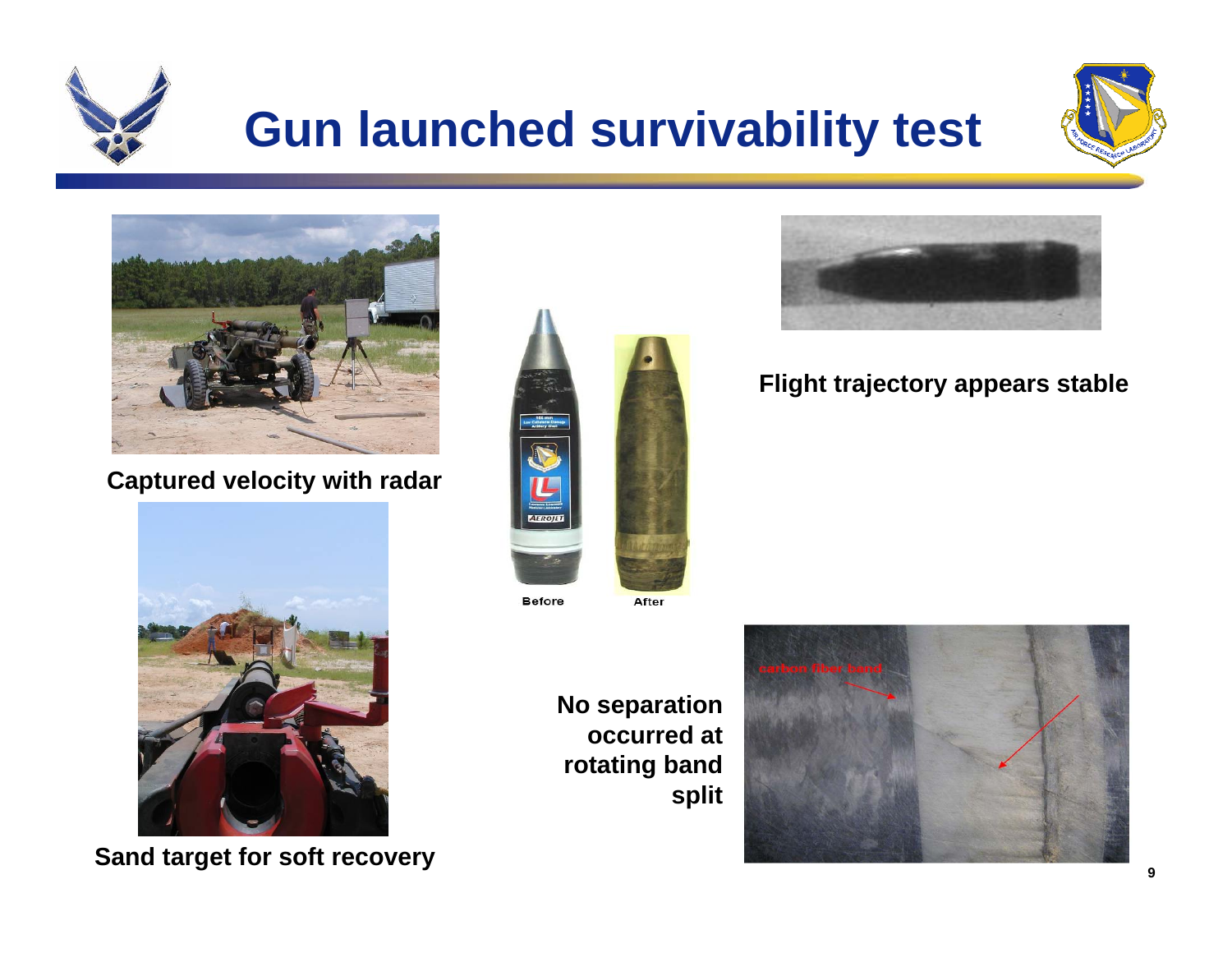# Gun launched survivability test

**Captured velocity with radar**

**Sand target for soft recovery**

Before

After

**No separation occurred at rotating band split**

**Flight trajectory appears stable**

carbon fiber band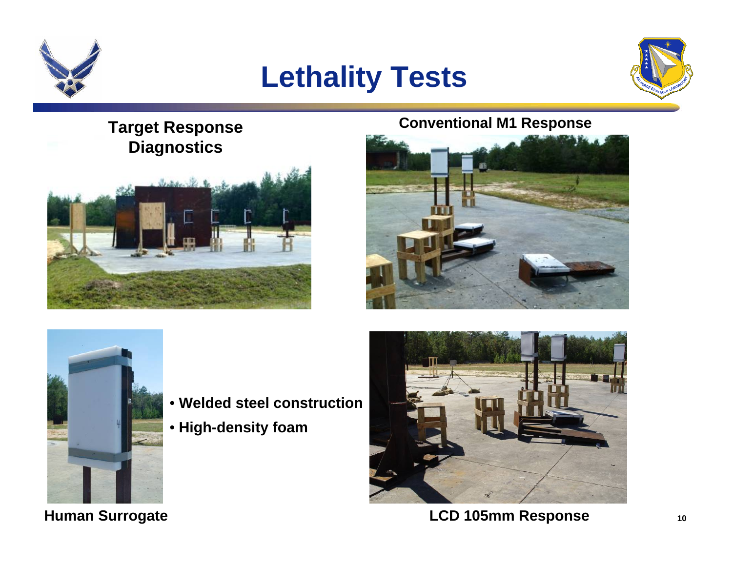# Lethality Tests

**Target Response Diagnostics**

**Conventional M1 Response**

- **Welded steel construction**
- **High-density foam**

**Human Surrogate**

**LCD 105mm Response**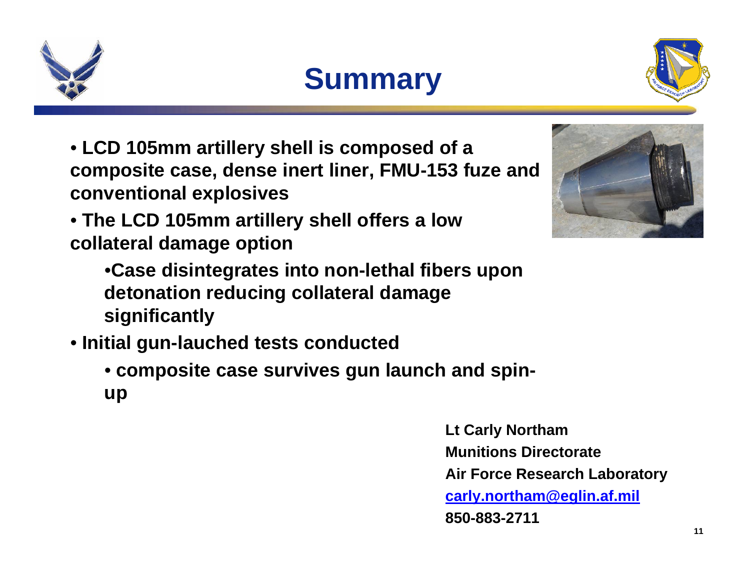# Summary

- **LCD 105mm artillery shell is composed of a composite case, dense inert liner, FMU-153 fuze and conventional explosives**
- **The LCD 105mm artillery shell offers a low collateral damage option**
  - **Case disintegrates into non-lethal fibers upon detonation reducing collateral damage significantly**
- **Initial gun-lauched tests conducted**
  - **composite case survives gun launch and spin-up**

**Lt Carly Northam**
**Munitions Directorate**
**Air Force Research Laboratory**
**carly.northam@eglin.af.mil**
**850-883-2711**